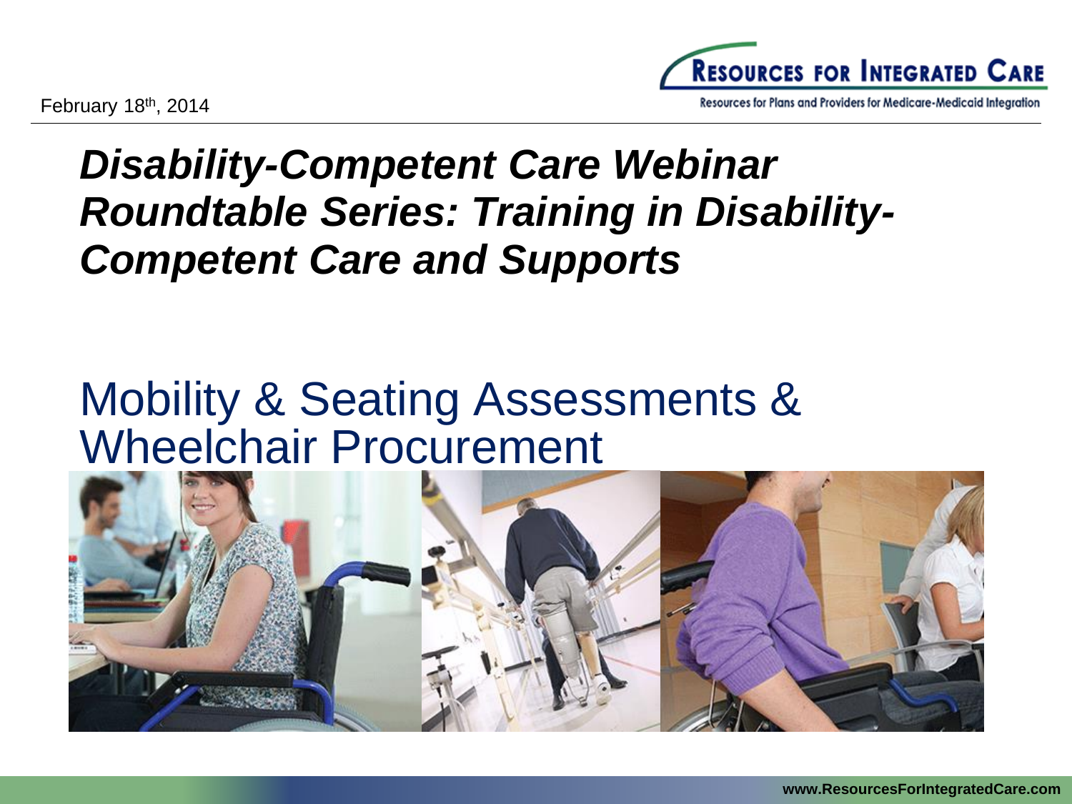February 18th, 2014

**Resources for Integrated Care**

Resources for Plans and Providers for Medicare-Medicaid Integration

# *Disability-Competent Care Webinar Roundtable Series: Training in Disability-Competent Care and Supports*

## Mobility & Seating Assessments & Wheelchair Procurement

www.ResourcesForIntegratedCare.com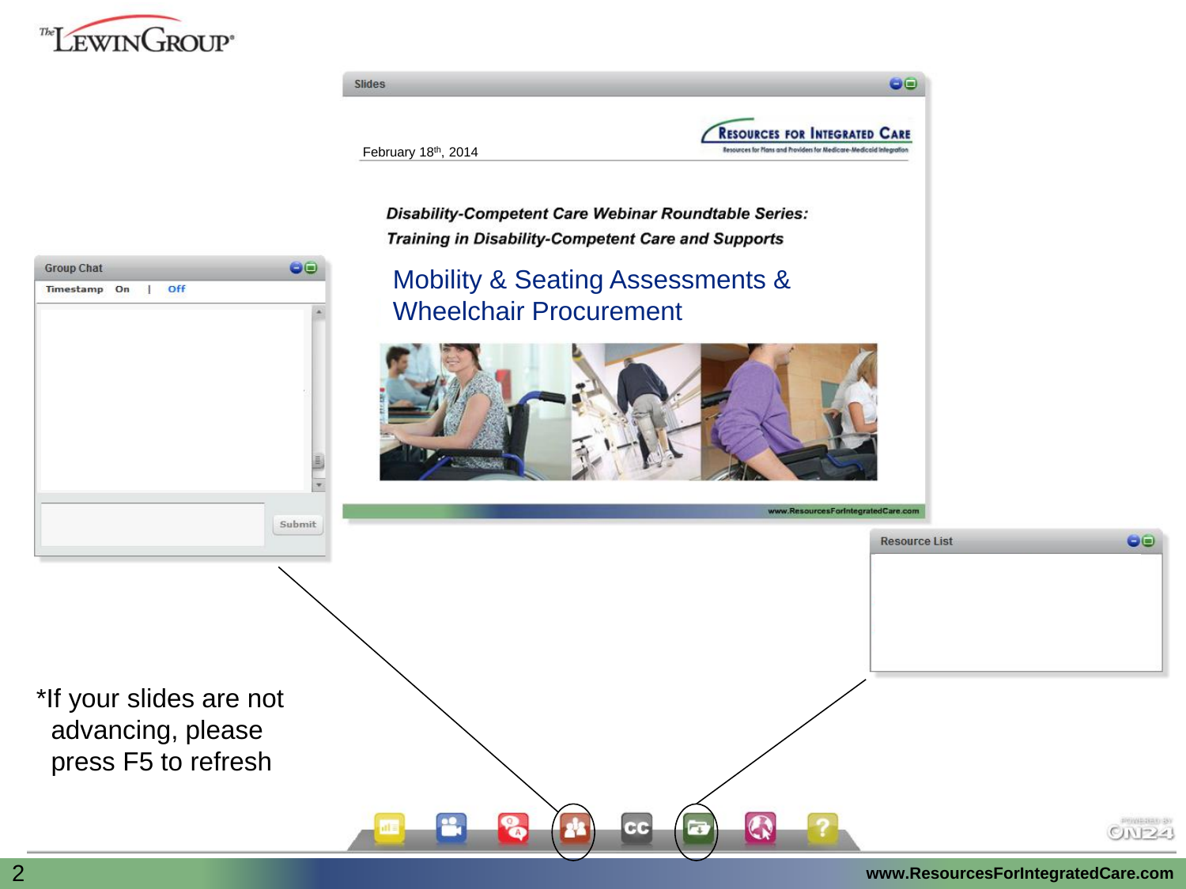Slides

February 18th, 2014

RESOURCES FOR INTEGRATED CARE

Resources for Plans and Providers for Medicare-Medicaid Integration

***Disability-Competent Care Webinar Roundtable Series: Training in Disability-Competent Care and Supports***

Mobility & Seating Assessments & Wheelchair Procurement

www.ResourcesForIntegratedCare.com

Group Chat

Timestamp On | Off

Submit

Resource List

*If your slides are not advancing, please press F5 to refresh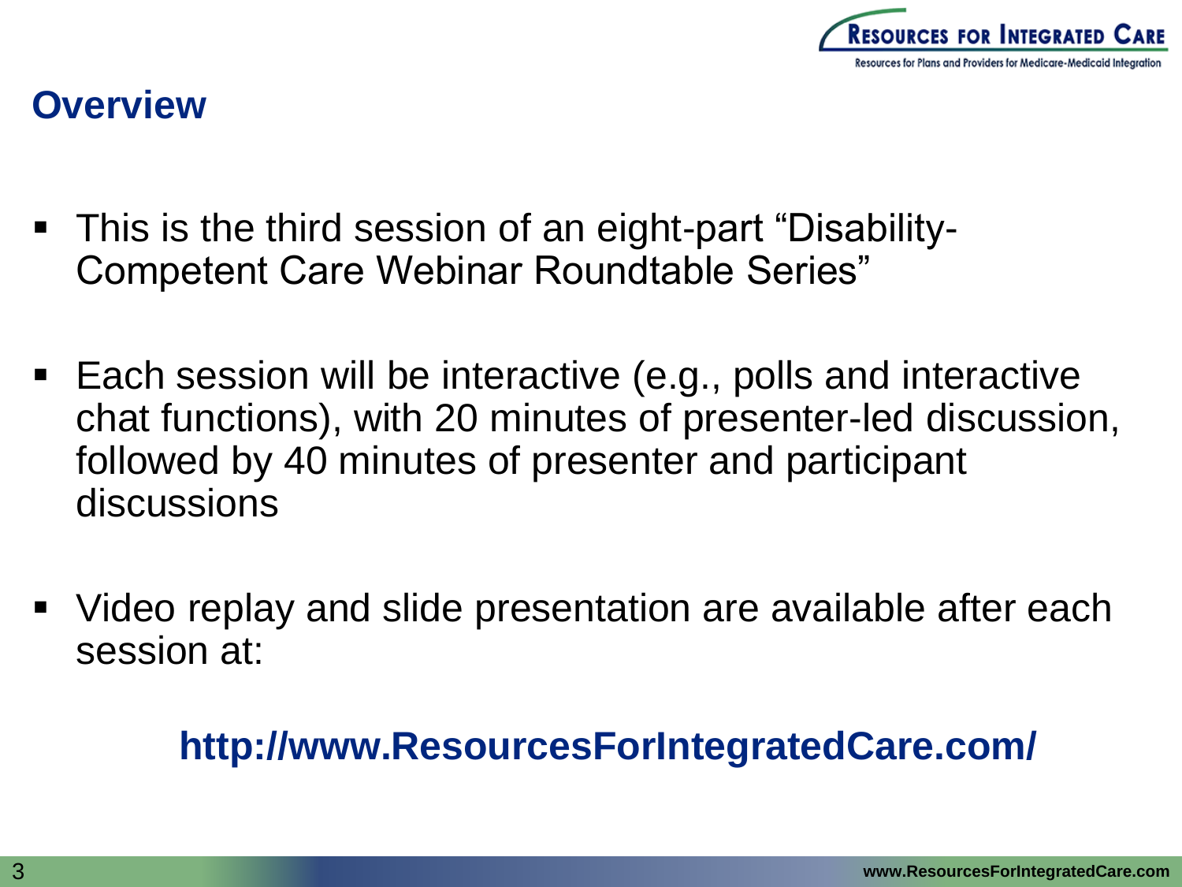## Overview

- This is the third session of an eight-part “Disability-Competent Care Webinar Roundtable Series”
- Each session will be interactive (e.g., polls and interactive chat functions), with 20 minutes of presenter-led discussion, followed by 40 minutes of presenter and participant discussions
- Video replay and slide presentation are available after each session at:

**http://www.ResourcesForIntegratedCare.com/**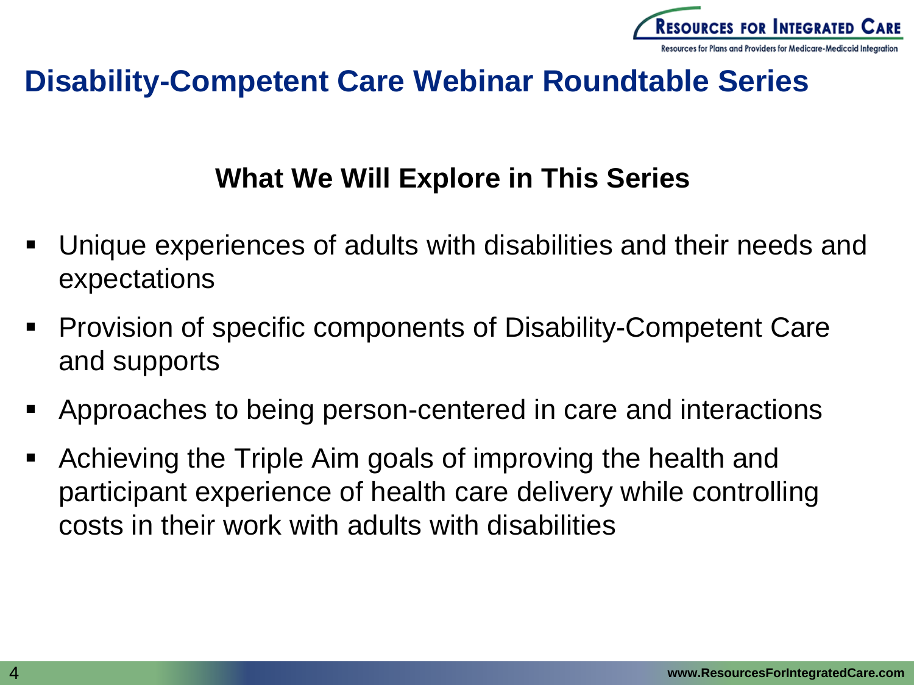# Disability-Competent Care Webinar Roundtable Series

## What We Will Explore in This Series

- Unique experiences of adults with disabilities and their needs and expectations
- Provision of specific components of Disability-Competent Care and supports
- Approaches to being person-centered in care and interactions
- Achieving the Triple Aim goals of improving the health and participant experience of health care delivery while controlling costs in their work with adults with disabilities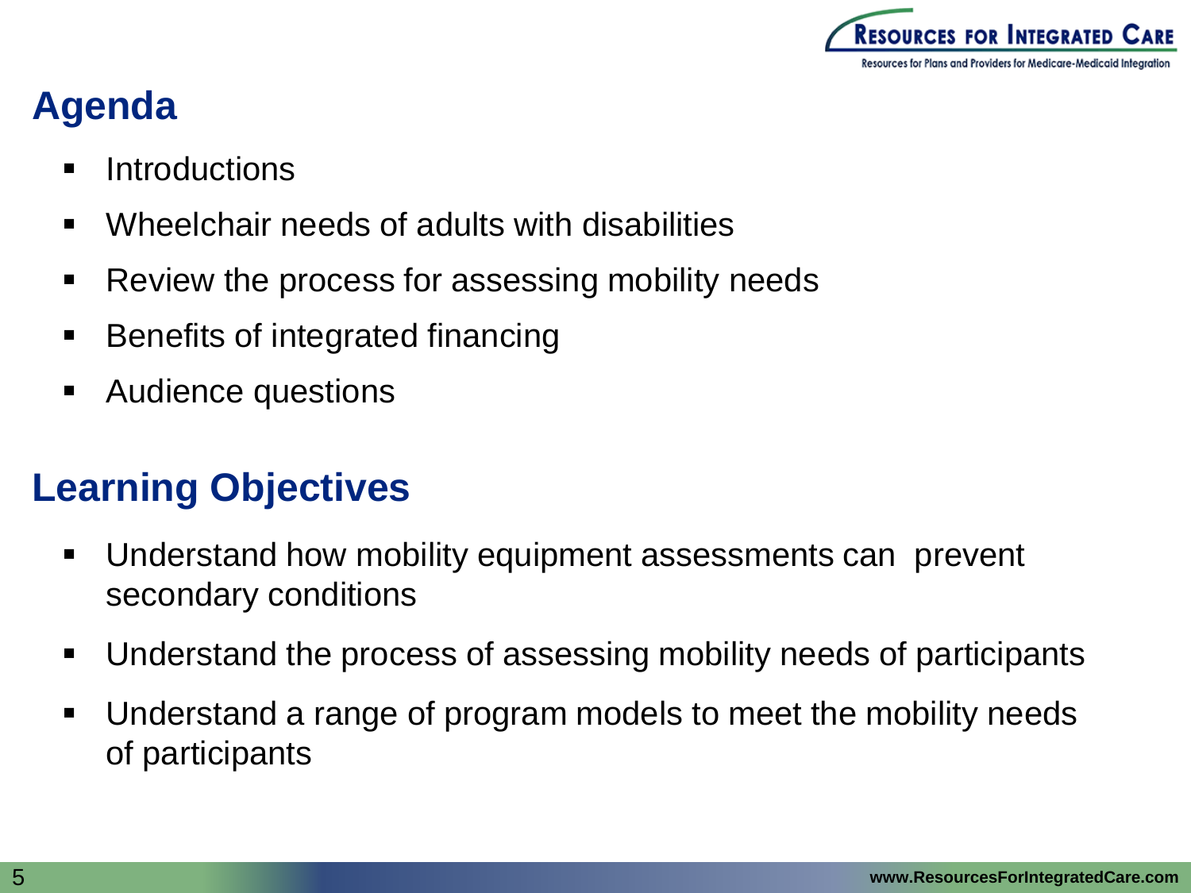## Agenda

- Introductions
- Wheelchair needs of adults with disabilities
- Review the process for assessing mobility needs
- Benefits of integrated financing
- Audience questions

## Learning Objectives

- Understand how mobility equipment assessments can prevent secondary conditions
- Understand the process of assessing mobility needs of participants
- Understand a range of program models to meet the mobility needs of participants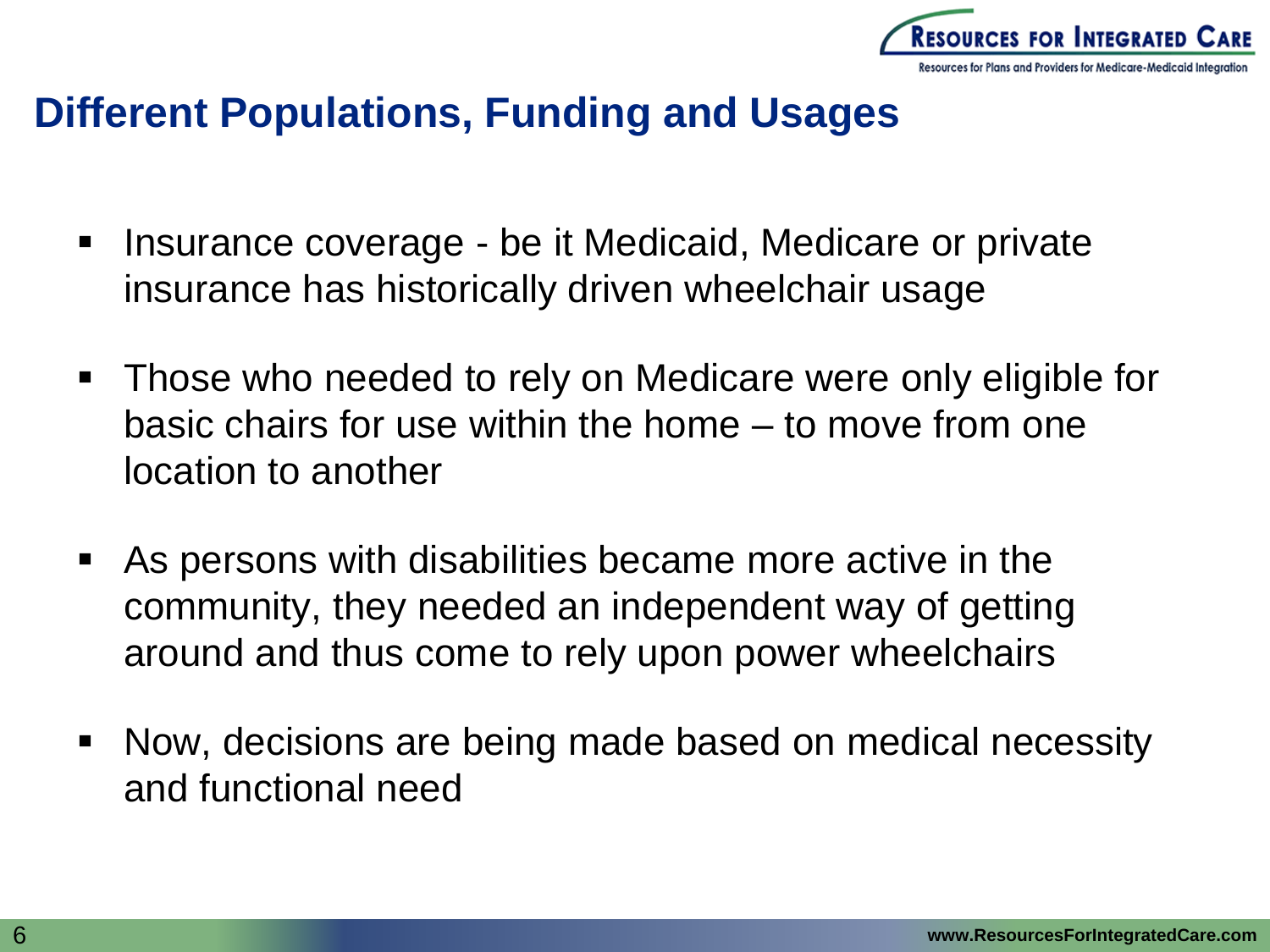# Different Populations, Funding and Usages

- Insurance coverage - be it Medicaid, Medicare or private insurance has historically driven wheelchair usage
- Those who needed to rely on Medicare were only eligible for basic chairs for use within the home – to move from one location to another
- As persons with disabilities became more active in the community, they needed an independent way of getting around and thus come to rely upon power wheelchairs
- Now, decisions are being made based on medical necessity and functional need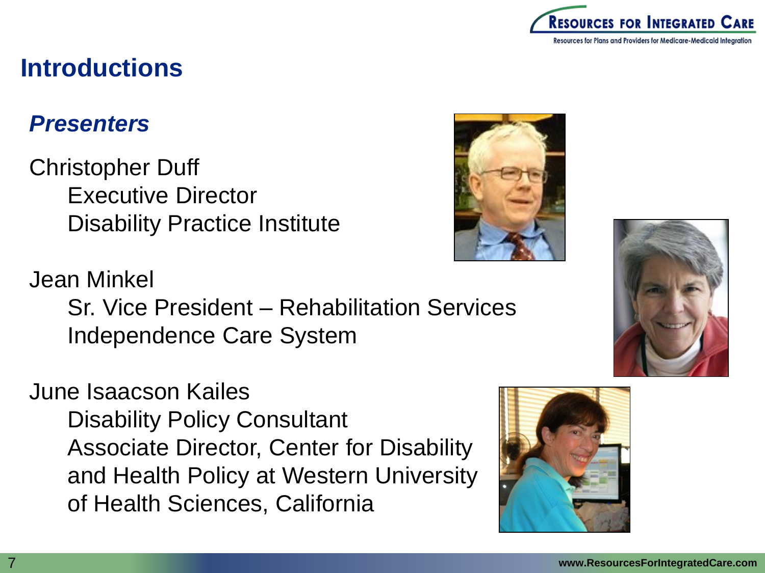# Introductions

## *Presenters*

Christopher Duff
Executive Director
Disability Practice Institute

Jean Minkel
Sr. Vice President – Rehabilitation Services
Independence Care System

June Isaacson Kailes
Disability Policy Consultant
Associate Director, Center for Disability and Health Policy at Western University of Health Sciences, California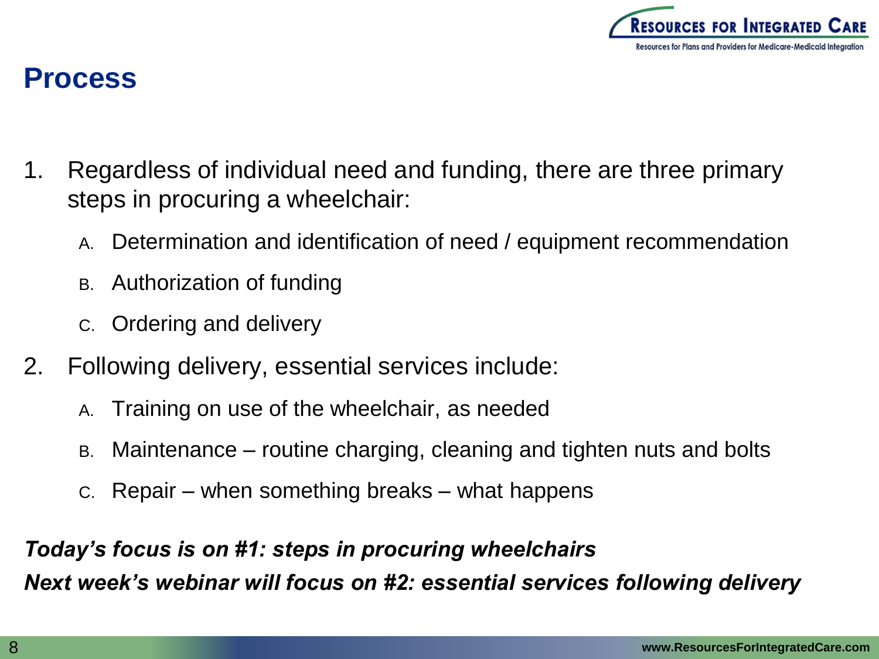# Process

1. Regardless of individual need and funding, there are three primary steps in procuring a wheelchair:
   A. Determination and identification of need / equipment recommendation
   B. Authorization of funding
   C. Ordering and delivery
2. Following delivery, essential services include:
   A. Training on use of the wheelchair, as needed
   B. Maintenance – routine charging, cleaning and tighten nuts and bolts
   C. Repair – when something breaks – what happens

***Today's focus is on #1: steps in procuring wheelchairs***

***Next week's webinar will focus on #2: essential services following delivery***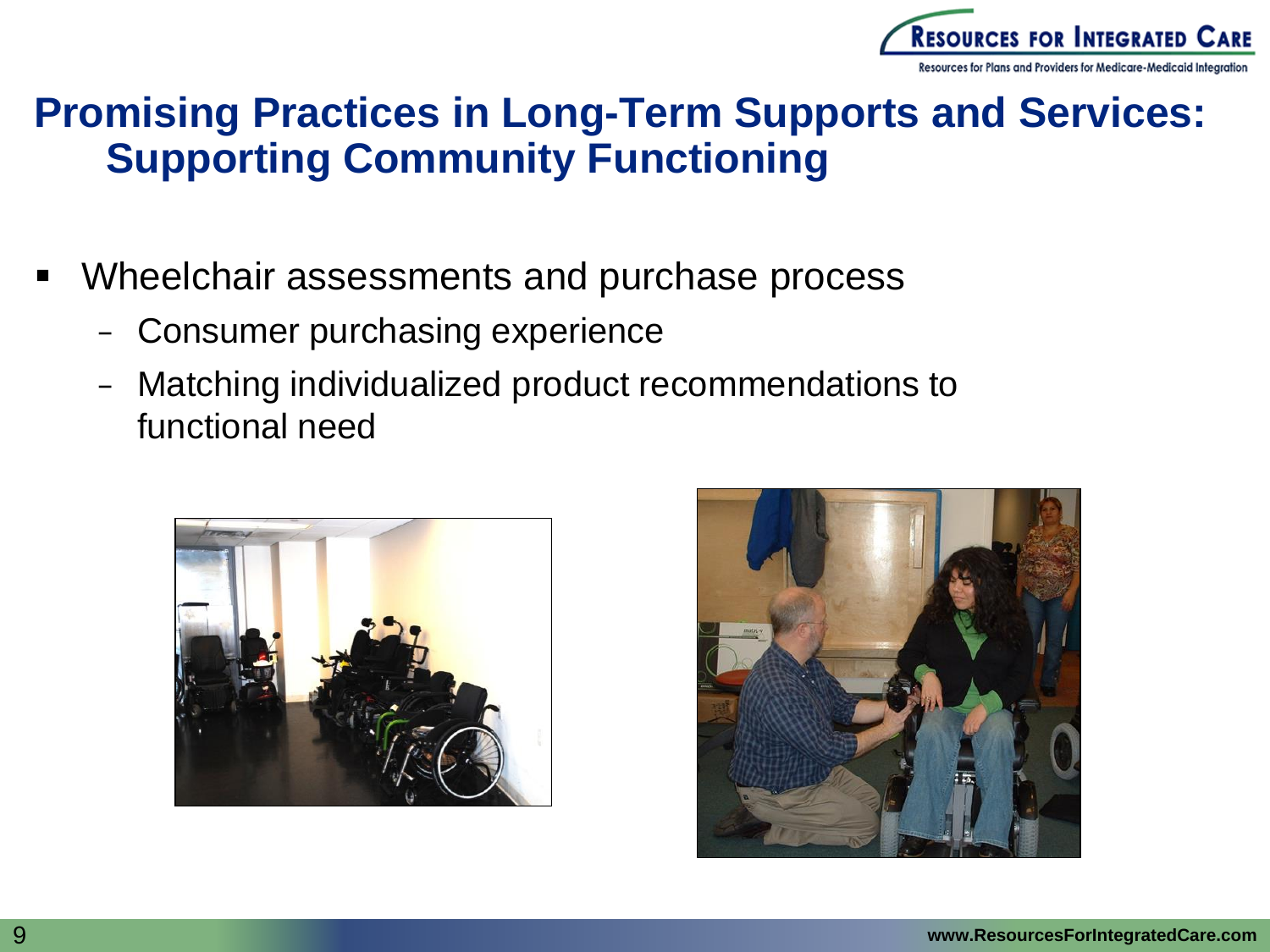# Promising Practices in Long-Term Supports and Services: Supporting Community Functioning

- Wheelchair assessments and purchase process
  - Consumer purchasing experience
  - Matching individualized product recommendations to functional need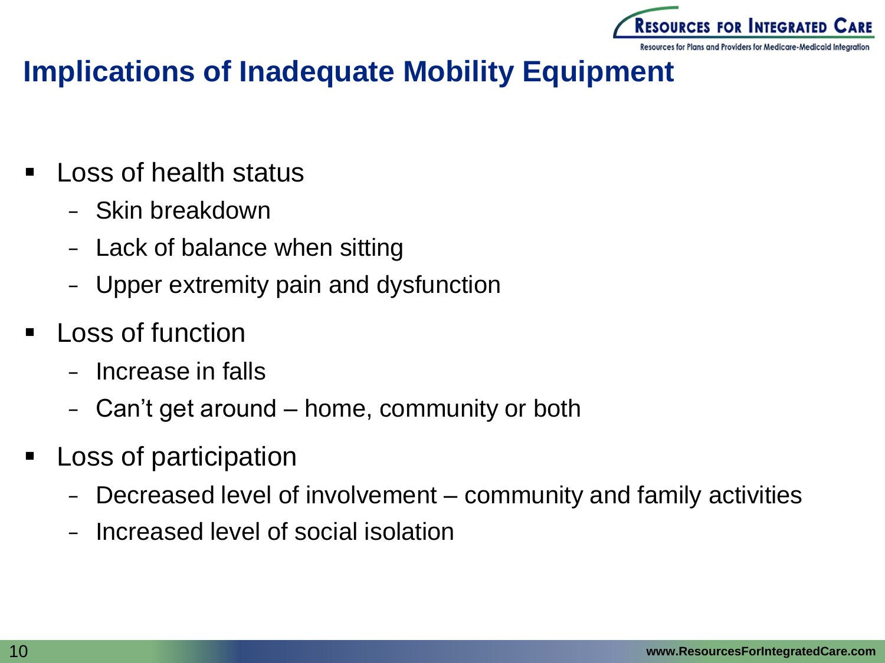# Implications of Inadequate Mobility Equipment

- Loss of health status
  - Skin breakdown
  - Lack of balance when sitting
  - Upper extremity pain and dysfunction
- Loss of function
  - Increase in falls
  - Can't get around – home, community or both
- Loss of participation
  - Decreased level of involvement – community and family activities
  - Increased level of social isolation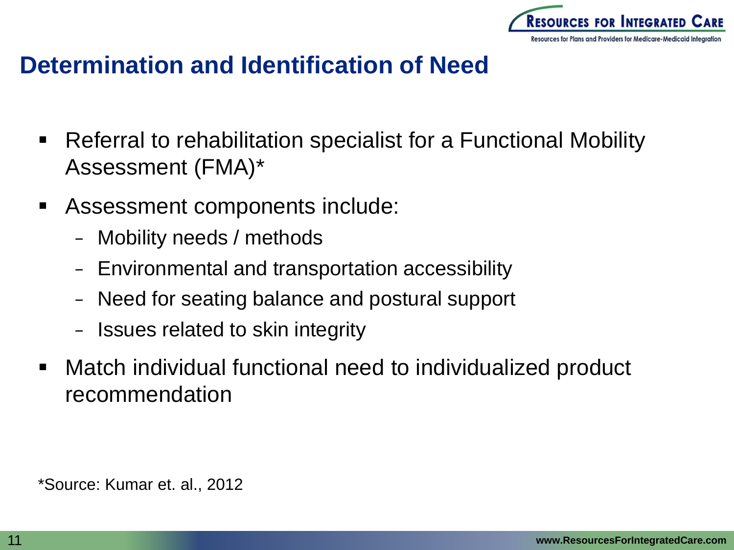# Determination and Identification of Need

- Referral to rehabilitation specialist for a Functional Mobility Assessment (FMA)*
- Assessment components include:
  - Mobility needs / methods
  - Environmental and transportation accessibility
  - Need for seating balance and postural support
  - Issues related to skin integrity
- Match individual functional need to individualized product recommendation

*Source: Kumar et. al., 2012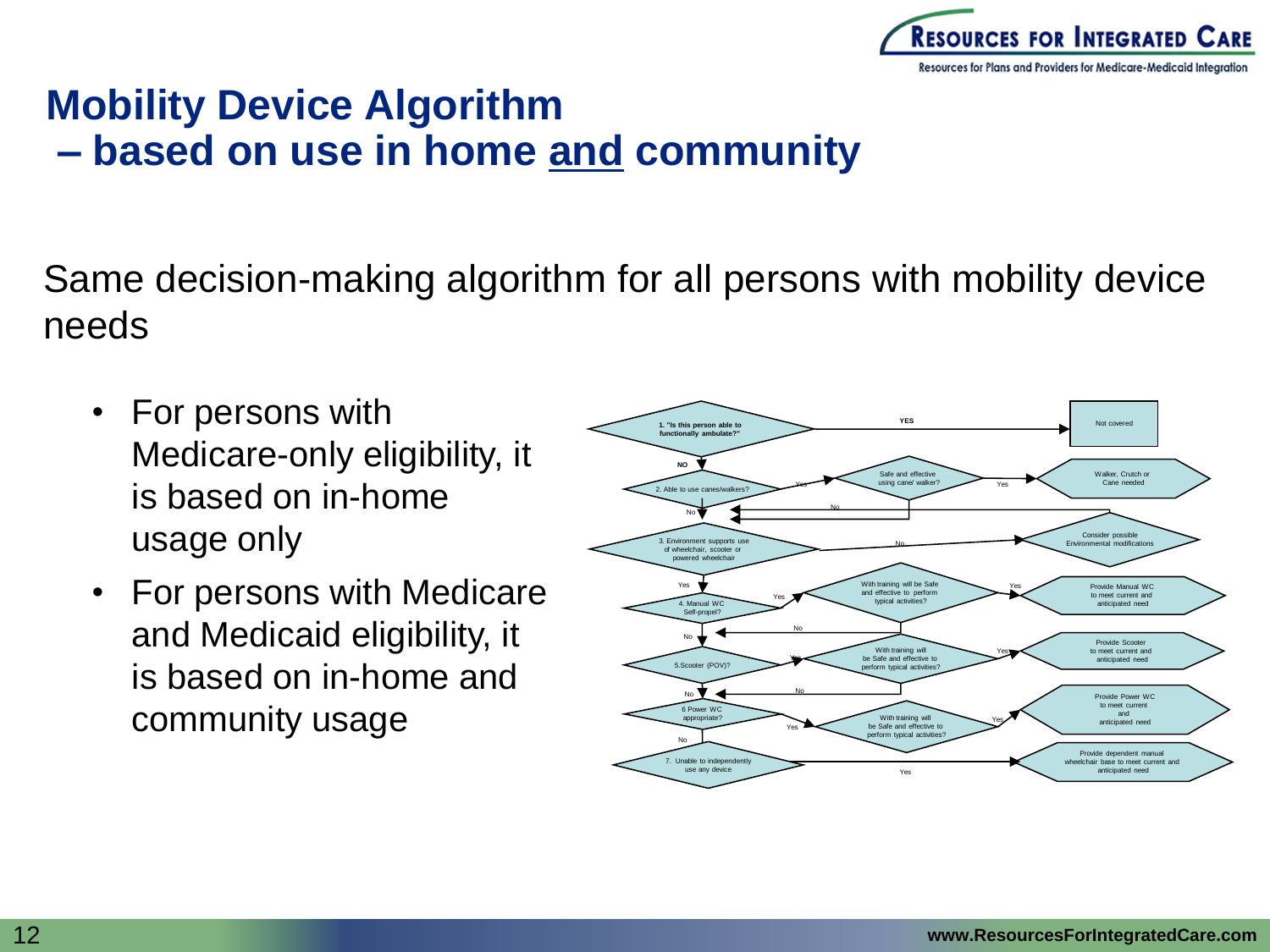# Mobility Device Algorithm – based on use in home and community

Same decision-making algorithm for all persons with mobility device needs

- For persons with Medicare-only eligibility, it is based on in-home usage only
- For persons with Medicare and Medicaid eligibility, it is based on in-home and community usage

1. "Is this person able to functionally ambulate?" — YES → Not covered; NO → 2
2. Able to use canes/walkers? — Yes → Safe and effective using cane/ walker? — Yes → Walker, Crutch or Cane needed; No → 3
3. Environment supports use of wheelchair, scooter or powered wheelchair — No → Consider possible Environmental modifications; Yes → 4
4. Manual WC Self-propel? — Yes → With training will be Safe and effective to perform typical activities? — Yes → Provide Manual WC to meet current and anticipated need; No → 5
5. Scooter (POV)? — Yes → With training will be Safe and effective to perform typical activities? — Yes → Provide Scooter to meet current and anticipated need; No → 6
6. Power WC appropriate? — Yes → With training will be Safe and effective to perform typical activities? — Yes → Provide Power WC to meet current and anticipated need; No → 7
7. Unable to independently use any device — Yes → Provide dependent manual wheelchair base to meet current and anticipated need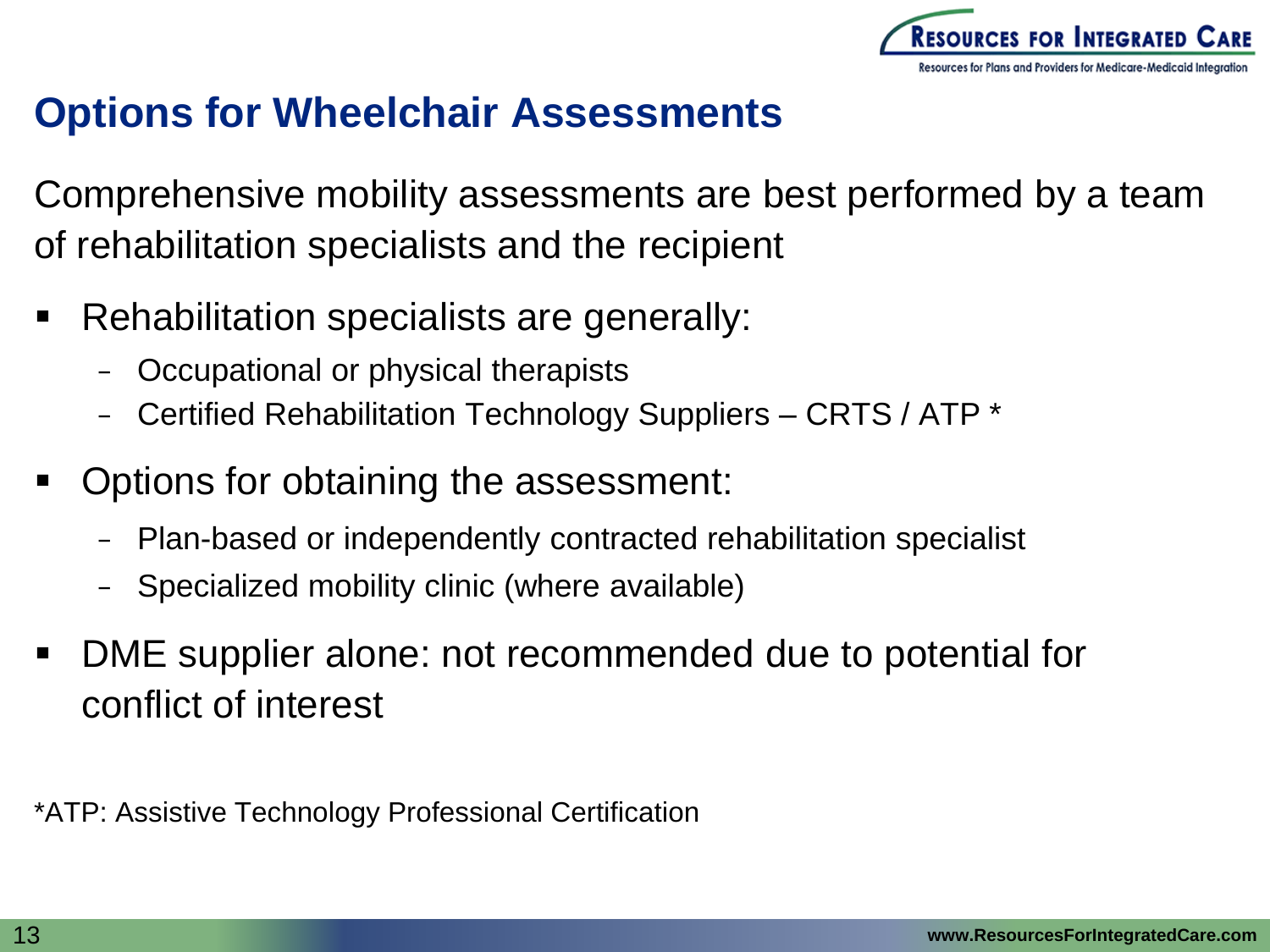# Options for Wheelchair Assessments

Comprehensive mobility assessments are best performed by a team of rehabilitation specialists and the recipient

- Rehabilitation specialists are generally:
  - Occupational or physical therapists
  - Certified Rehabilitation Technology Suppliers – CRTS / ATP *
- Options for obtaining the assessment:
  - Plan-based or independently contracted rehabilitation specialist
  - Specialized mobility clinic (where available)
- DME supplier alone: not recommended due to potential for conflict of interest

*ATP: Assistive Technology Professional Certification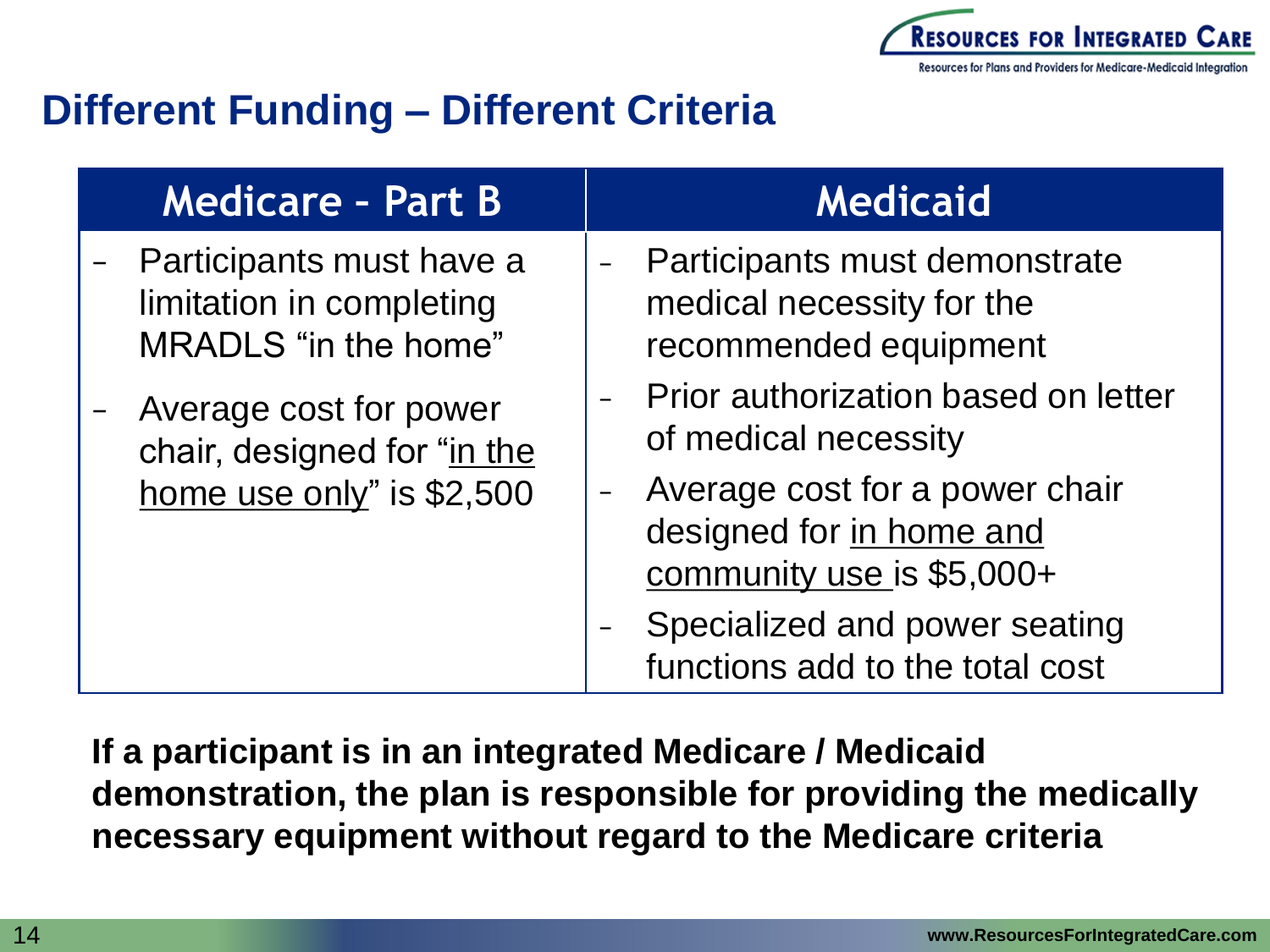## Different Funding – Different Criteria

| Medicare - Part B | Medicaid |
|---|---|
| – Participants must have a limitation in completing MRADLS "in the home"<br>– Average cost for power chair, designed for "in the home use only" is $2,500 | – Participants must demonstrate medical necessity for the recommended equipment<br>– Prior authorization based on letter of medical necessity<br>– Average cost for a power chair designed for in home and community use is $5,000+<br>– Specialized and power seating functions add to the total cost |

**If a participant is in an integrated Medicare / Medicaid demonstration, the plan is responsible for providing the medically necessary equipment without regard to the Medicare criteria**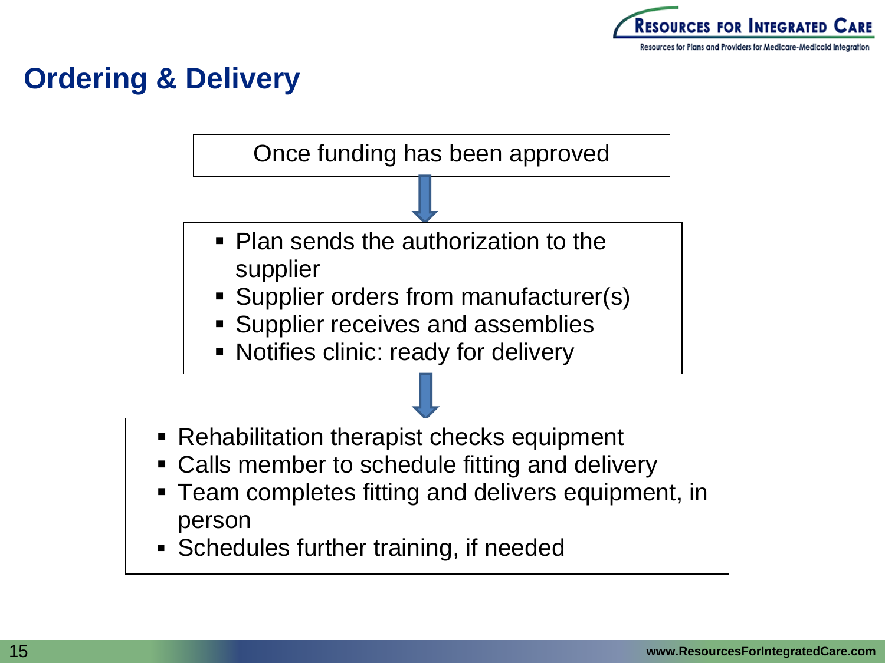## Ordering & Delivery

Once funding has been approved

- Plan sends the authorization to the supplier
- Supplier orders from manufacturer(s)
- Supplier receives and assemblies
- Notifies clinic: ready for delivery

- Rehabilitation therapist checks equipment
- Calls member to schedule fitting and delivery
- Team completes fitting and delivers equipment, in person
- Schedules further training, if needed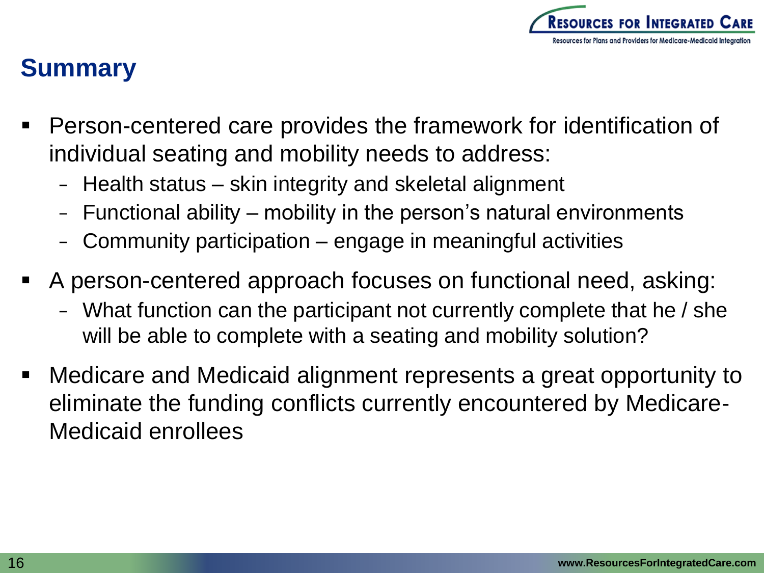## Summary

- Person-centered care provides the framework for identification of individual seating and mobility needs to address:
  - Health status – skin integrity and skeletal alignment
  - Functional ability – mobility in the person's natural environments
  - Community participation – engage in meaningful activities
- A person-centered approach focuses on functional need, asking:
  - What function can the participant not currently complete that he / she will be able to complete with a seating and mobility solution?
- Medicare and Medicaid alignment represents a great opportunity to eliminate the funding conflicts currently encountered by Medicare-Medicaid enrollees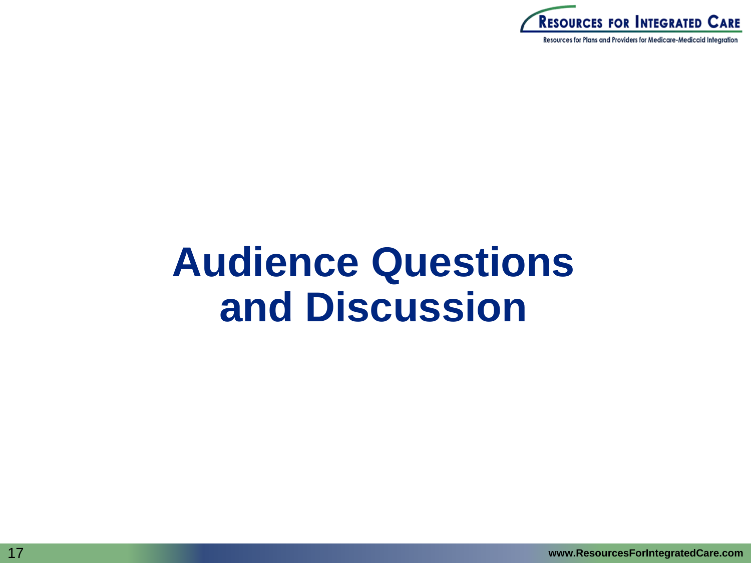# Audience Questions and Discussion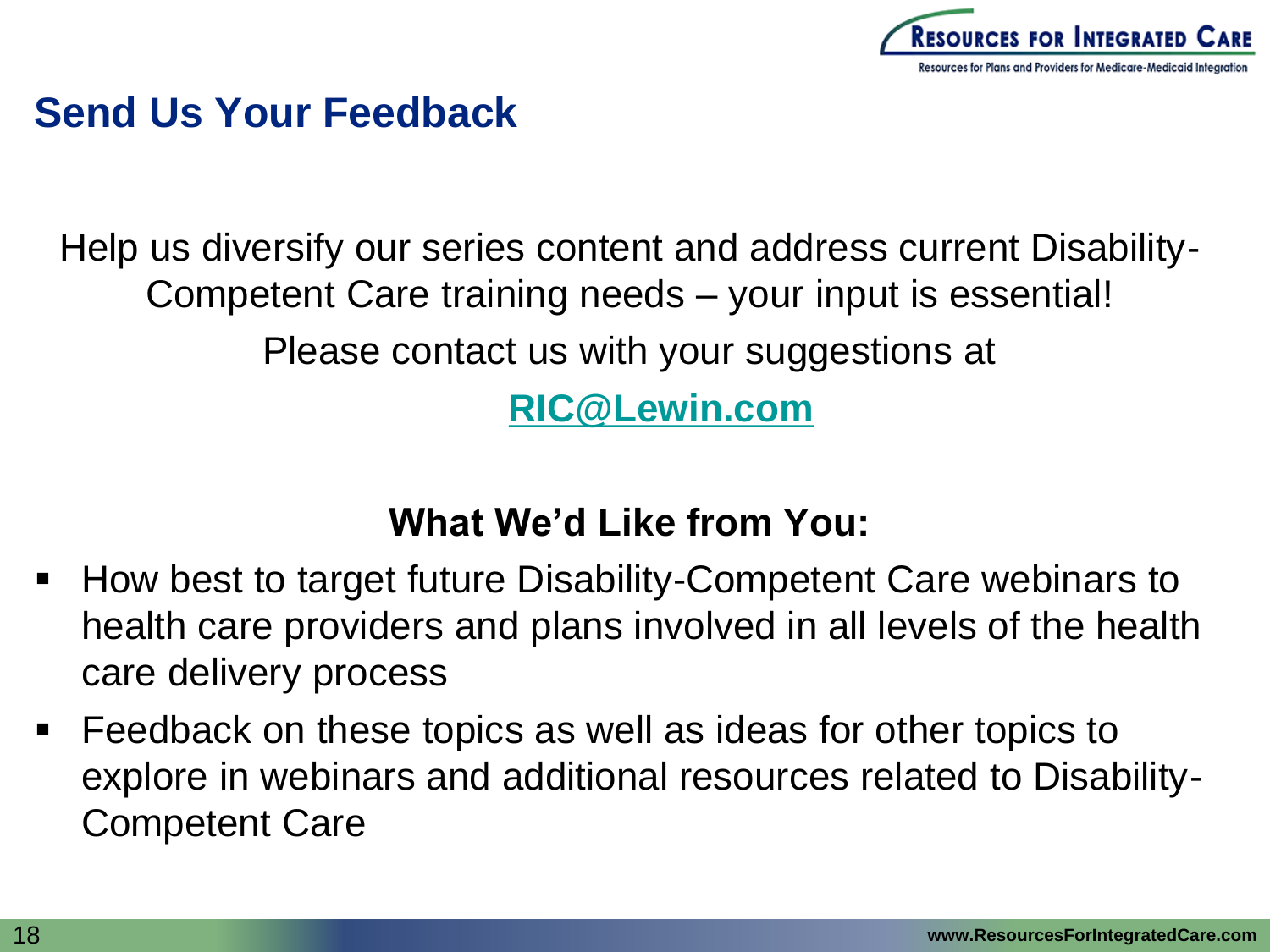# Send Us Your Feedback

Help us diversify our series content and address current Disability-Competent Care training needs – your input is essential!

Please contact us with your suggestions at

**RIC@Lewin.com**

**What We'd Like from You:**

- How best to target future Disability-Competent Care webinars to health care providers and plans involved in all levels of the health care delivery process
- Feedback on these topics as well as ideas for other topics to explore in webinars and additional resources related to Disability-Competent Care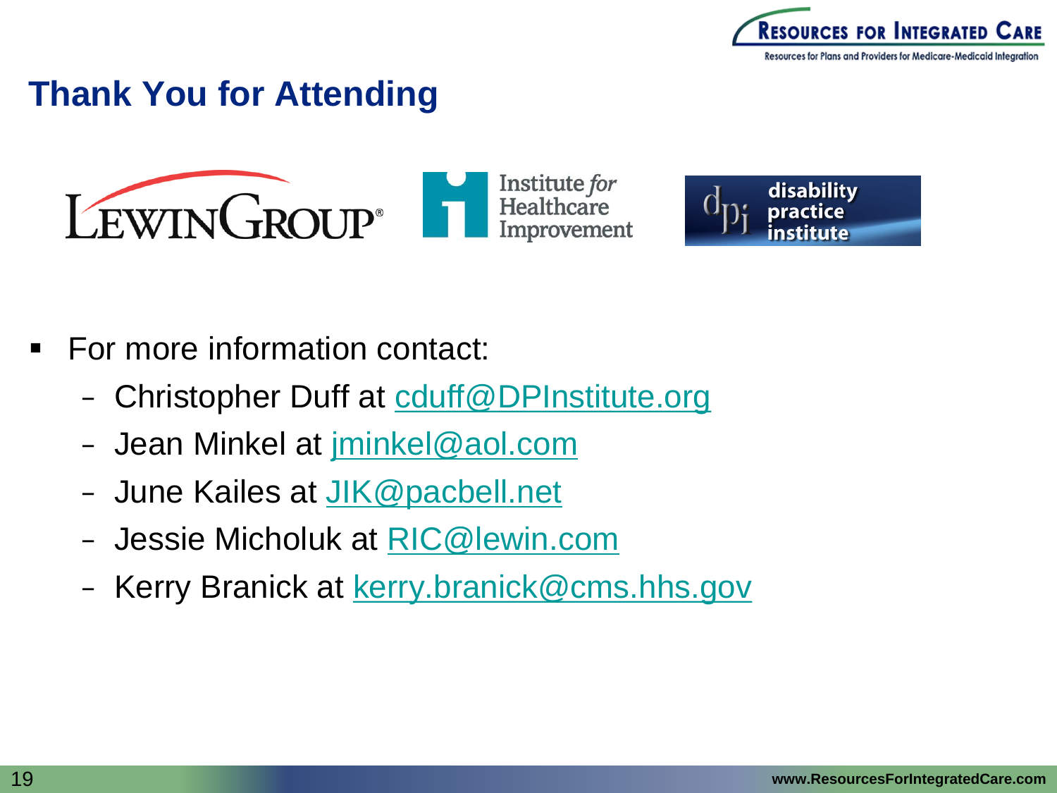# Thank You for Attending

- For more information contact:
  - Christopher Duff at cduff@DPInstitute.org
  - Jean Minkel at jminkel@aol.com
  - June Kailes at JIK@pacbell.net
  - Jessie Micholuk at RIC@lewin.com
  - Kerry Branick at kerry.branick@cms.hhs.gov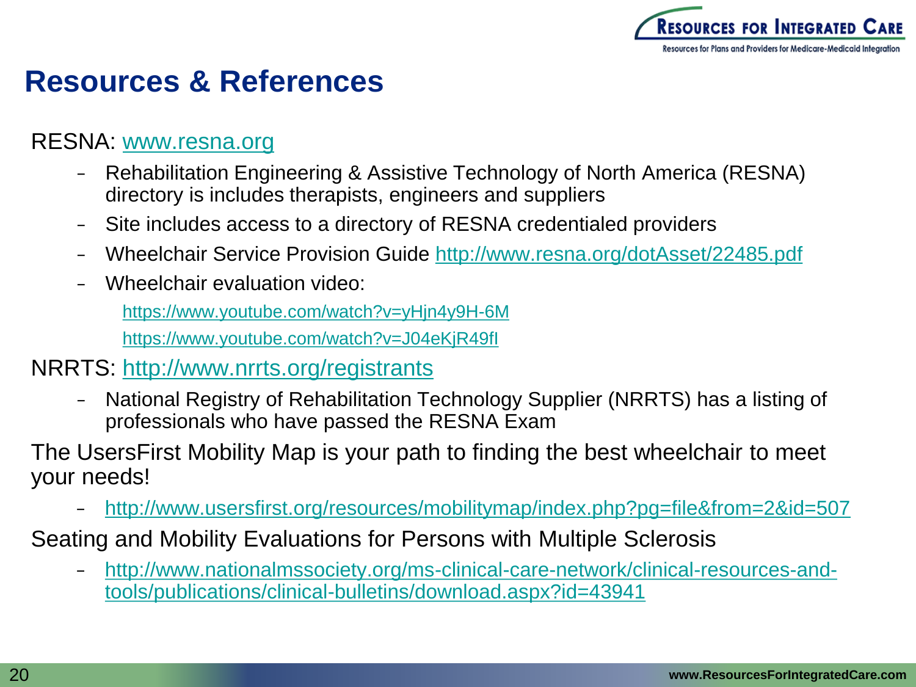# Resources & References

RESNA: www.resna.org

- Rehabilitation Engineering & Assistive Technology of North America (RESNA) directory is includes therapists, engineers and suppliers
- Site includes access to a directory of RESNA credentialed providers
- Wheelchair Service Provision Guide http://www.resna.org/dotAsset/22485.pdf
- Wheelchair evaluation video:

  https://www.youtube.com/watch?v=yHjn4y9H-6M

  https://www.youtube.com/watch?v=J04eKjR49fI

NRRTS: http://www.nrrts.org/registrants

- National Registry of Rehabilitation Technology Supplier (NRRTS) has a listing of professionals who have passed the RESNA Exam

The UsersFirst Mobility Map is your path to finding the best wheelchair to meet your needs!

- http://www.usersfirst.org/resources/mobilitymap/index.php?pg=file&from=2&id=507

Seating and Mobility Evaluations for Persons with Multiple Sclerosis

- http://www.nationalmssociety.org/ms-clinical-care-network/clinical-resources-and-tools/publications/clinical-bulletins/download.aspx?id=43941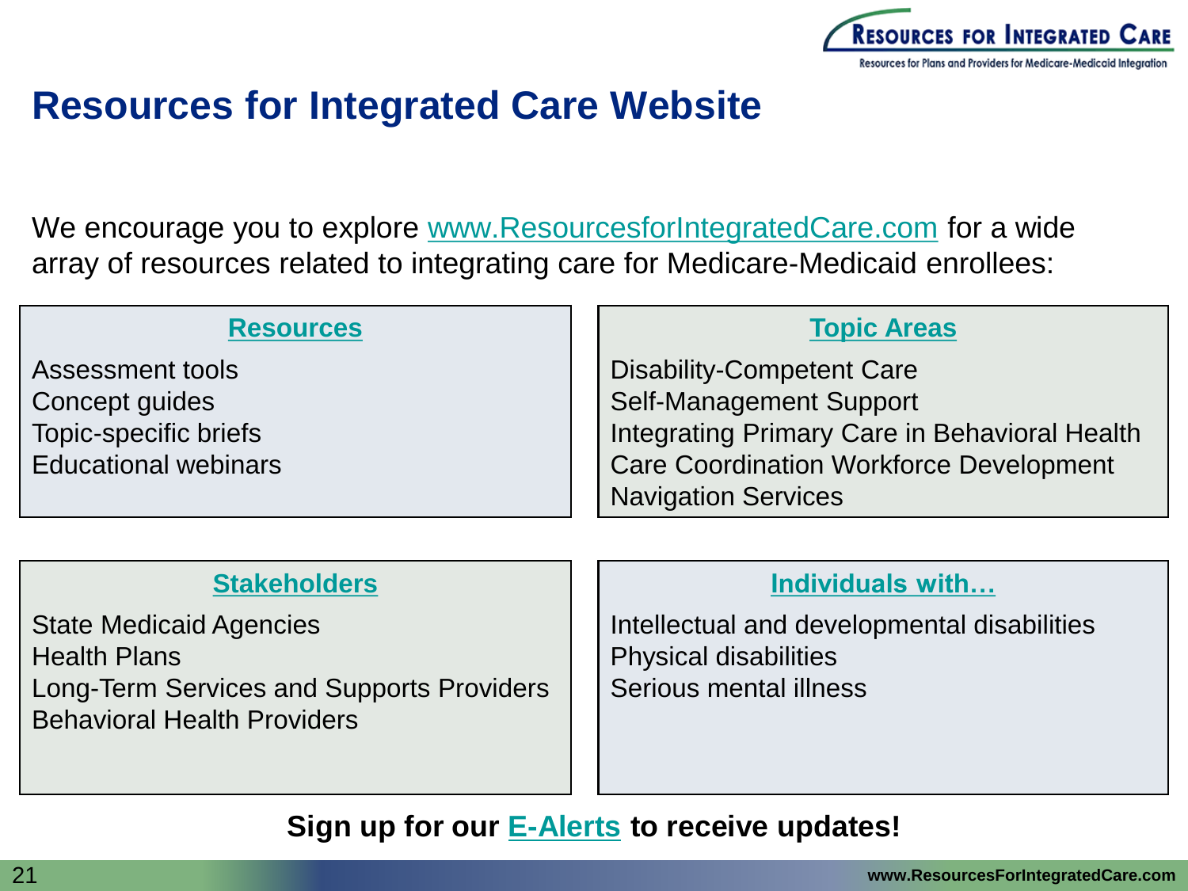# Resources for Integrated Care Website

We encourage you to explore www.ResourcesforIntegratedCare.com for a wide array of resources related to integrating care for Medicare-Medicaid enrollees:

## Resources

Assessment tools
Concept guides
Topic-specific briefs
Educational webinars

## Topic Areas

Disability-Competent Care
Self-Management Support
Integrating Primary Care in Behavioral Health
Care Coordination Workforce Development
Navigation Services

## Stakeholders

State Medicaid Agencies
Health Plans
Long-Term Services and Supports Providers
Behavioral Health Providers

## Individuals with…

Intellectual and developmental disabilities
Physical disabilities
Serious mental illness

**Sign up for our E-Alerts to receive updates!**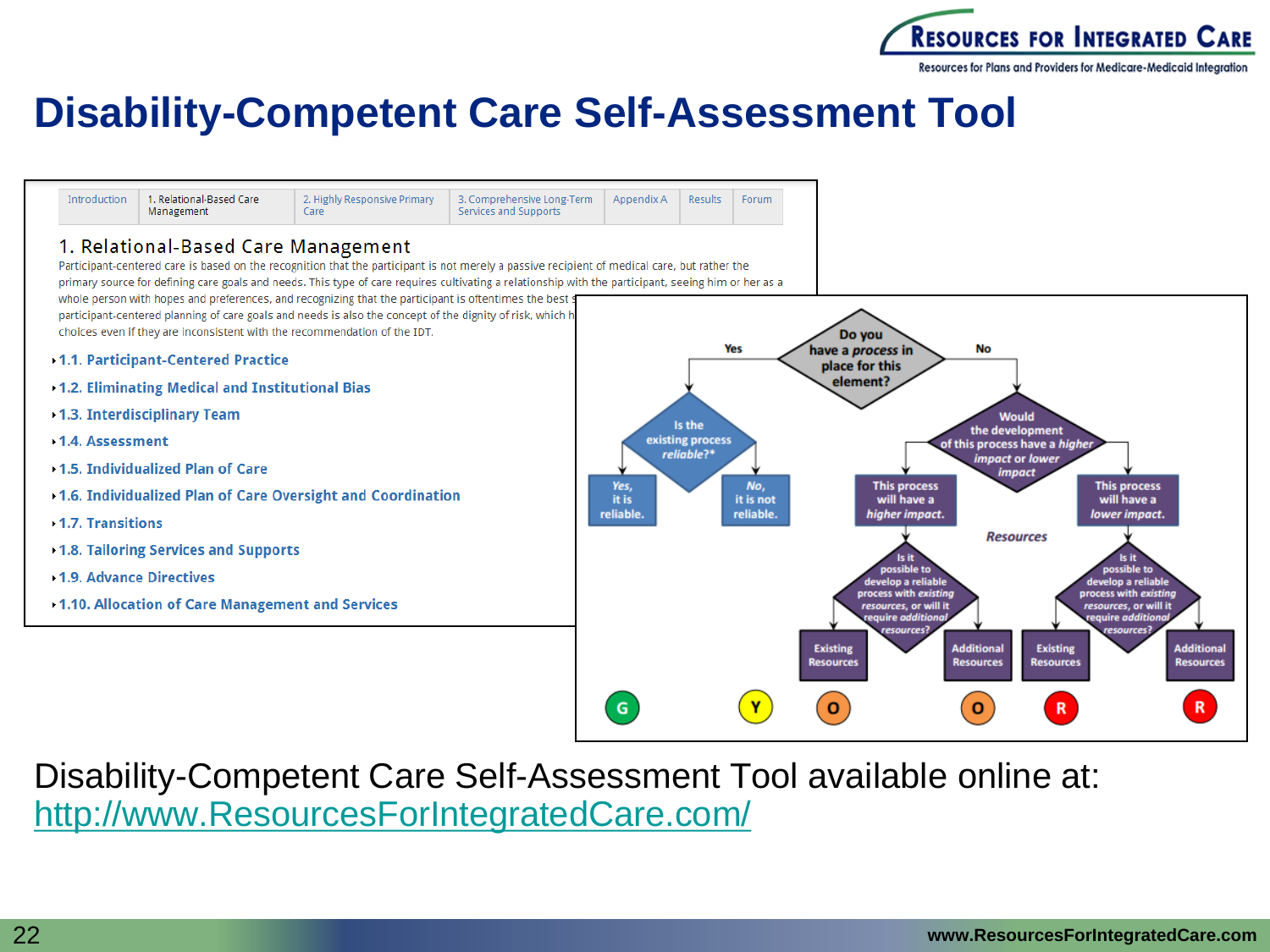# Disability-Competent Care Self-Assessment Tool

| Introduction | 1. Relational-Based Care Management | 2. Highly Responsive Primary Care | 3. Comprehensive Long-Term Services and Supports | Appendix A | Results | Forum |
|---|---|---|---|---|---|---|

## 1. Relational-Based Care Management

Participant-centered care is based on the recognition that the participant is not merely a passive recipient of medical care, but rather the primary source for defining care goals and needs. This type of care requires cultivating a relationship with the participant, seeing him or her as a whole person with hopes and preferences, and recognizing that the participant is oftentimes the best s... participant-centered planning of care goals and needs is also the concept of dignity of risk, which h... choices even if they are inconsistent with the recommendation of the IDT.

- 1.1. Participant-Centered Practice
- 1.2. Eliminating Medical and Institutional Bias
- 1.3. Interdisciplinary Team
- 1.4. Assessment
- 1.5. Individualized Plan of Care
- 1.6. Individualized Plan of Care Oversight and Coordination
- 1.7. Transitions
- 1.8. Tailoring Services and Supports
- 1.9. Advance Directives
- 1.10. Allocation of Care Management and Services

Do you have a *process* in place for this element?

- Yes → Is the existing process *reliable?**
  - Yes, it is reliable. → G
  - No, it is not reliable. → Y
- No → Would the development of this process have a *higher impact or lower impact*
  - This process will have a *higher impact.* → Is it possible to develop a reliable process with *existing resources*, or will it require *additional resources?*
    - Existing Resources → O
    - Additional Resources → O
  - This process will have a *lower impact.* → Is it possible to develop a reliable process with *existing resources*, or will it require *additional resources?*
    - Existing Resources → R
    - Additional Resources → R

*Resources*

Disability-Competent Care Self-Assessment Tool available online at: http://www.ResourcesForIntegratedCare.com/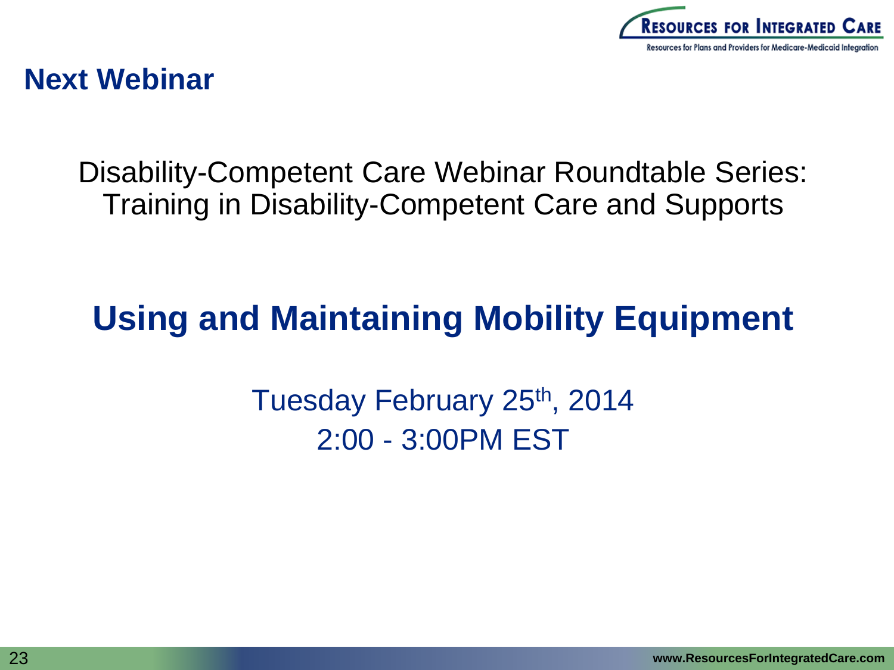# Next Webinar

Disability-Competent Care Webinar Roundtable Series: Training in Disability-Competent Care and Supports

## Using and Maintaining Mobility Equipment

Tuesday February 25th, 2014
2:00 - 3:00PM EST